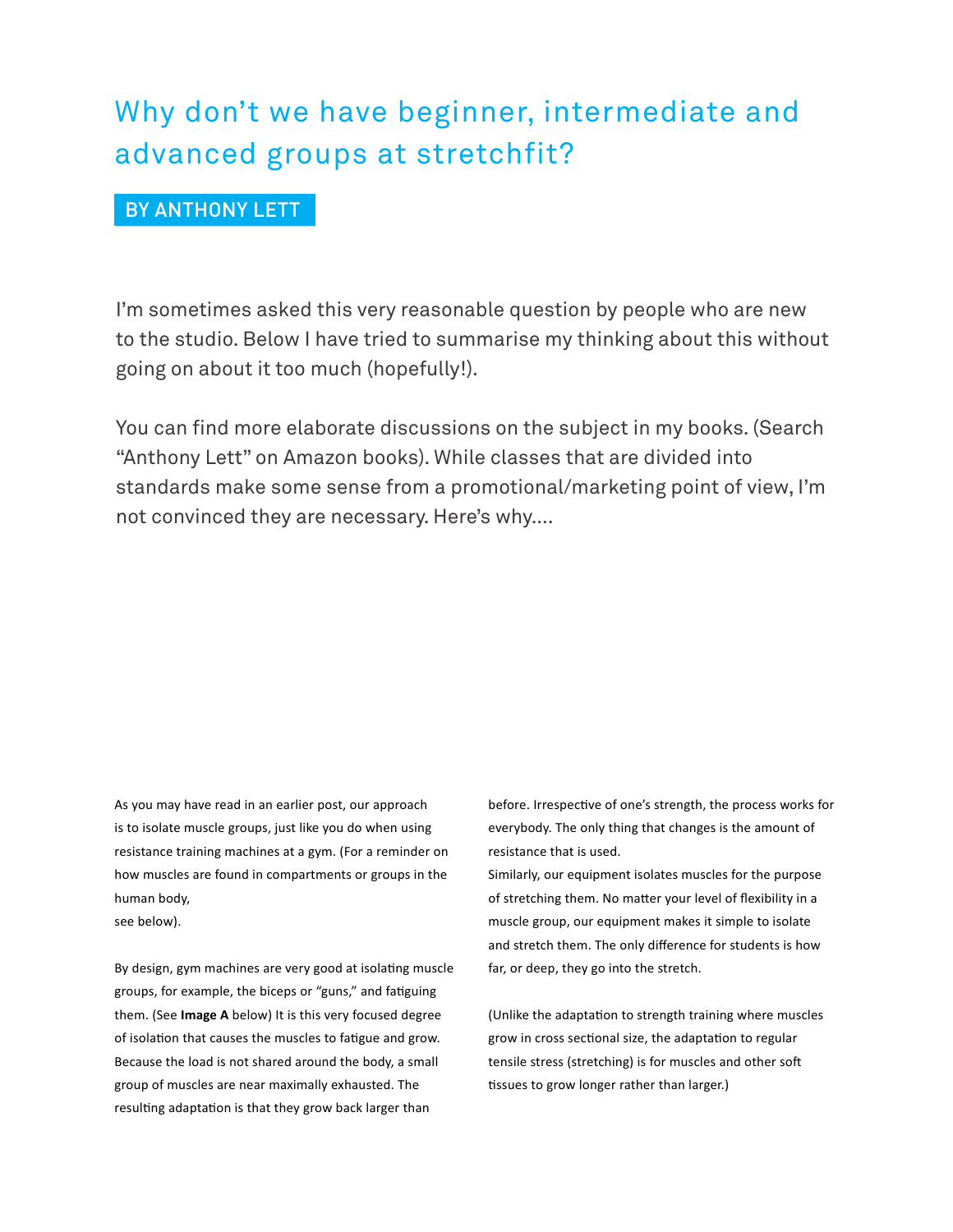# Why don't we have beginner, intermediate and advanced groups at stretchfit?

**BY ANTHONY LETT**

I'm sometimes asked this very reasonable question by people who are new to the studio. Below I have tried to summarise my thinking about this without going on about it too much (hopefully!).

You can find more elaborate discussions on the subject in my books. (Search "Anthony Lett" on Amazon books). While classes that are divided into standards make some sense from a promotional/marketing point of view, I'm not convinced they are necessary. Here's why....

As you may have read in an earlier post, our approach is to isolate muscle groups, just like you do when using resistance training machines at a gym. (For a reminder on how muscles are found in compartments or groups in the human body,
see below).

By design, gym machines are very good at isolating muscle groups, for example, the biceps or "guns," and fatiguing them. (See **Image A** below) It is this very focused degree of isolation that causes the muscles to fatigue and grow. Because the load is not shared around the body, a small group of muscles are near maximally exhausted. The resulting adaptation is that they grow back larger than before. Irrespective of one's strength, the process works for everybody. The only thing that changes is the amount of resistance that is used.

Similarly, our equipment isolates muscles for the purpose of stretching them. No matter your level of flexibility in a muscle group, our equipment makes it simple to isolate and stretch them. The only difference for students is how far, or deep, they go into the stretch.

(Unlike the adaptation to strength training where muscles grow in cross sectional size, the adaptation to regular tensile stress (stretching) is for muscles and other soft tissues to grow longer rather than larger.)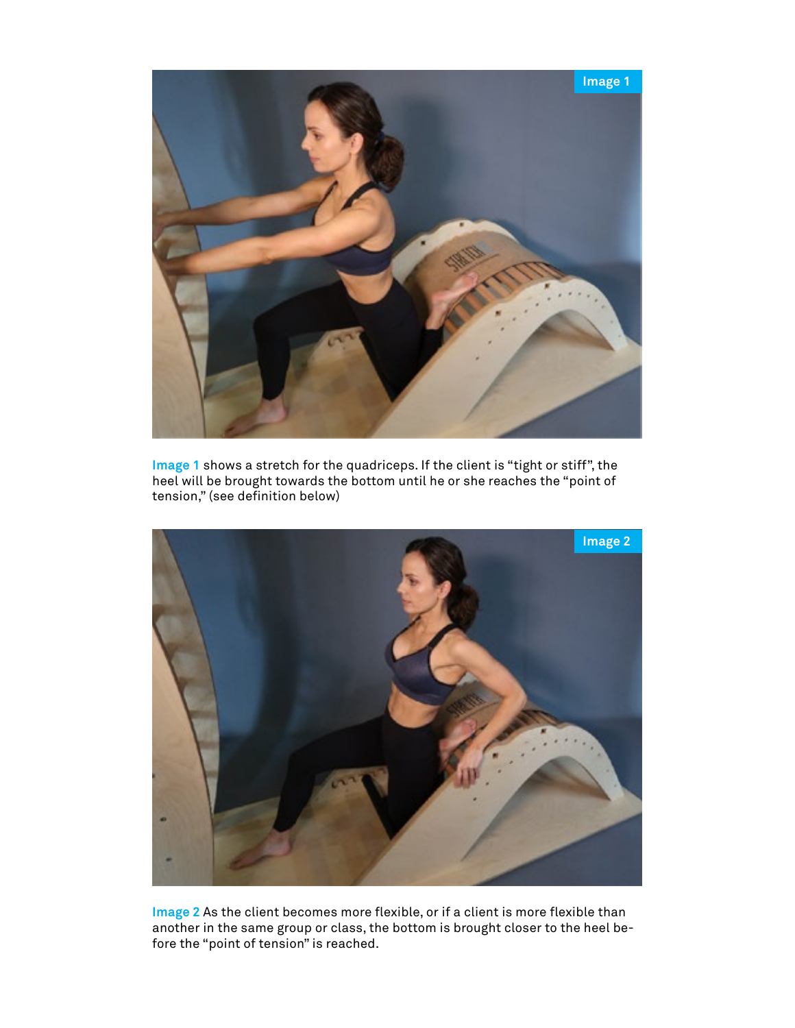**Image 1** shows a stretch for the quadriceps. If the client is "tight or stiff", the heel will be brought towards the bottom until he or she reaches the "point of tension," (see definition below)

**Image 2** As the client becomes more flexible, or if a client is more flexible than another in the same group or class, the bottom is brought closer to the heel before the "point of tension" is reached.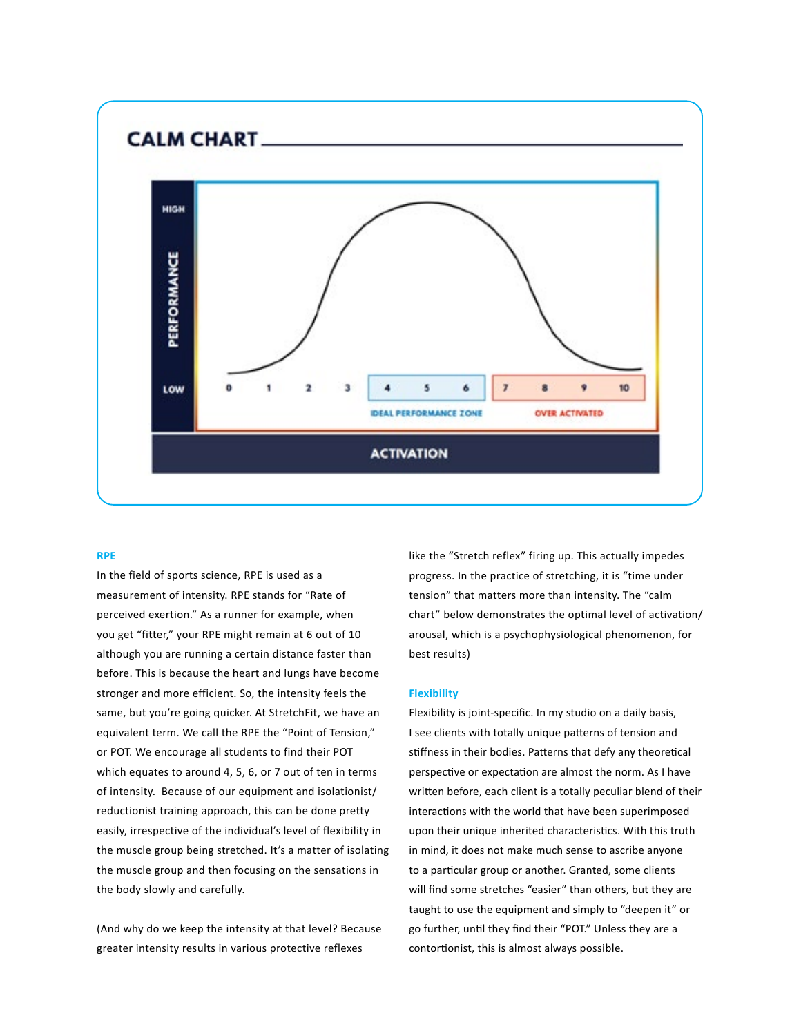## CALM CHART

HIGH

PERFORMANCE

LOW

0 1 2 3 4 5 6 7 8 9 10

IDEAL PERFORMANCE ZONE

OVER ACTIVATED

ACTIVATION

### RPE

In the field of sports science, RPE is used as a measurement of intensity. RPE stands for "Rate of perceived exertion." As a runner for example, when you get "fitter," your RPE might remain at 6 out of 10 although you are running a certain distance faster than before. This is because the heart and lungs have become stronger and more efficient. So, the intensity feels the same, but you're going quicker. At StretchFit, we have an equivalent term. We call the RPE the "Point of Tension," or POT. We encourage all students to find their POT which equates to around 4, 5, 6, or 7 out of ten in terms of intensity. Because of our equipment and isolationist/reductionist training approach, this can be done pretty easily, irrespective of the individual's level of flexibility in the muscle group being stretched. It's a matter of isolating the muscle group and then focusing on the sensations in the body slowly and carefully.

(And why do we keep the intensity at that level? Because greater intensity results in various protective reflexes like the "Stretch reflex" firing up. This actually impedes progress. In the practice of stretching, it is "time under tension" that matters more than intensity. The "calm chart" below demonstrates the optimal level of activation/arousal, which is a psychophysiological phenomenon, for best results)

### Flexibility

Flexibility is joint-specific. In my studio on a daily basis, I see clients with totally unique patterns of tension and stiffness in their bodies. Patterns that defy any theoretical perspective or expectation are almost the norm. As I have written before, each client is a totally peculiar blend of their interactions with the world that have been superimposed upon their unique inherited characteristics. With this truth in mind, it does not make much sense to ascribe anyone to a particular group or another. Granted, some clients will find some stretches "easier" than others, but they are taught to use the equipment and simply to "deepen it" or go further, until they find their "POT." Unless they are a contortionist, this is almost always possible.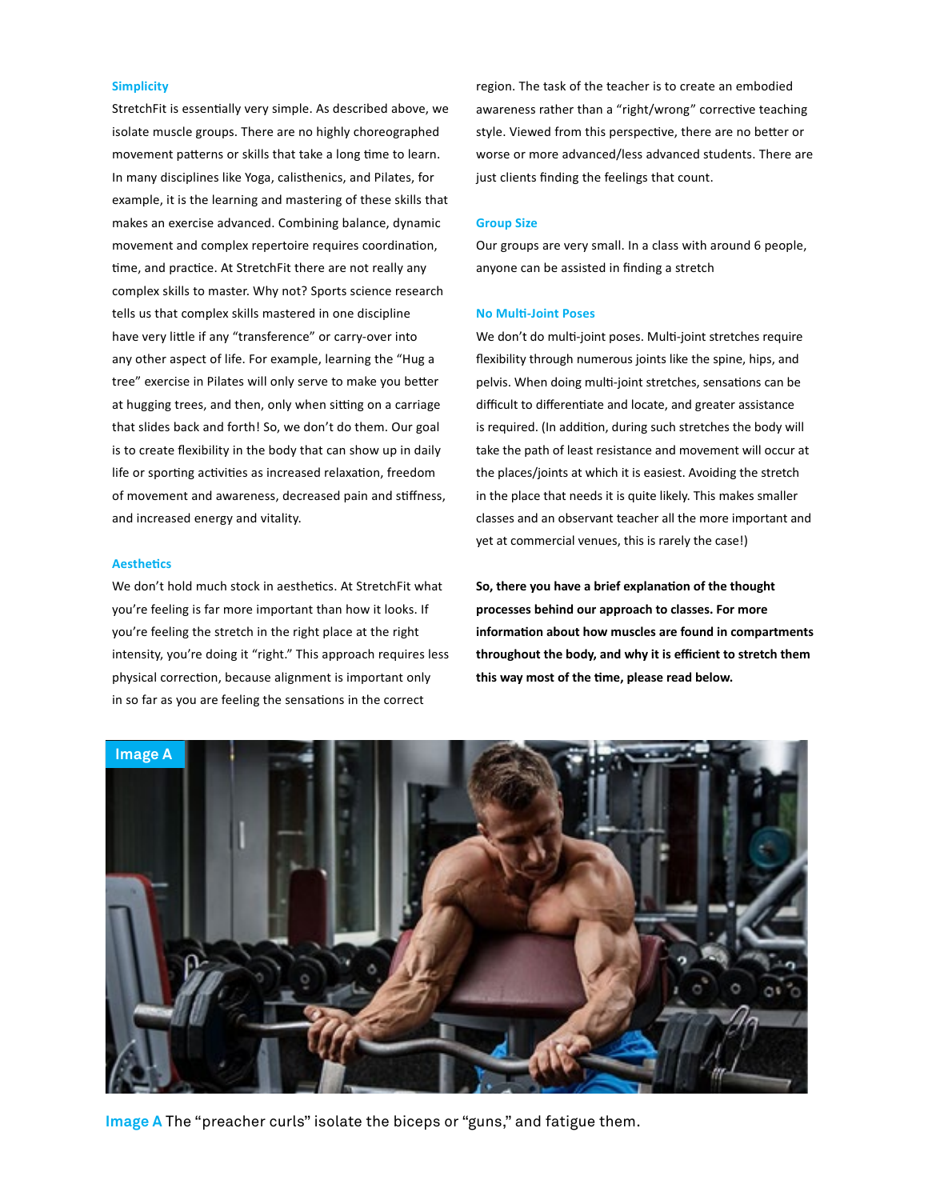### Simplicity

StretchFit is essentially very simple. As described above, we isolate muscle groups. There are no highly choreographed movement patterns or skills that take a long time to learn. In many disciplines like Yoga, calisthenics, and Pilates, for example, it is the learning and mastering of these skills that makes an exercise advanced. Combining balance, dynamic movement and complex repertoire requires coordination, time, and practice. At StretchFit there are not really any complex skills to master. Why not? Sports science research tells us that complex skills mastered in one discipline have very little if any "transference" or carry-over into any other aspect of life. For example, learning the "Hug a tree" exercise in Pilates will only serve to make you better at hugging trees, and then, only when sitting on a carriage that slides back and forth! So, we don't do them. Our goal is to create flexibility in the body that can show up in daily life or sporting activities as increased relaxation, freedom of movement and awareness, decreased pain and stiffness, and increased energy and vitality.

### Aesthetics

We don't hold much stock in aesthetics. At StretchFit what you're feeling is far more important than how it looks. If you're feeling the stretch in the right place at the right intensity, you're doing it "right." This approach requires less physical correction, because alignment is important only in so far as you are feeling the sensations in the correct region. The task of the teacher is to create an embodied awareness rather than a "right/wrong" corrective teaching style. Viewed from this perspective, there are no better or worse or more advanced/less advanced students. There are just clients finding the feelings that count.

### Group Size

Our groups are very small. In a class with around 6 people, anyone can be assisted in finding a stretch

### No Multi-Joint Poses

We don't do multi-joint poses. Multi-joint stretches require flexibility through numerous joints like the spine, hips, and pelvis. When doing multi-joint stretches, sensations can be difficult to differentiate and locate, and greater assistance is required. (In addition, during such stretches the body will take the path of least resistance and movement will occur at the places/joints at which it is easiest. Avoiding the stretch in the place that needs it is quite likely. This makes smaller classes and an observant teacher all the more important and yet at commercial venues, this is rarely the case!)

**So, there you have a brief explanation of the thought processes behind our approach to classes. For more information about how muscles are found in compartments throughout the body, and why it is efficient to stretch them this way most of the time, please read below.**

Image A The "preacher curls" isolate the biceps or "guns," and fatigue them.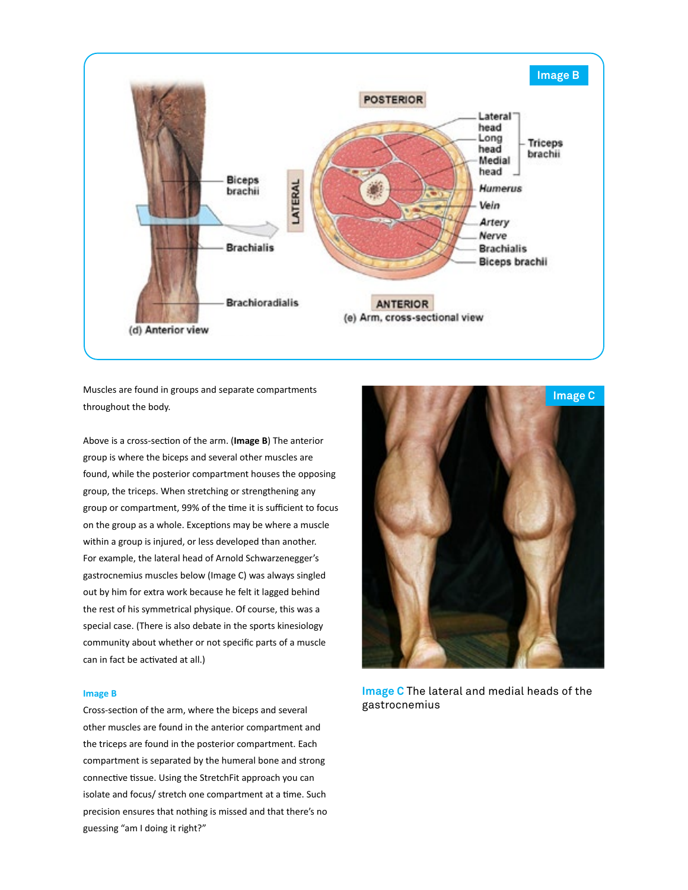Muscles are found in groups and separate compartments throughout the body.

Above is a cross-section of the arm. (**Image B**) The anterior group is where the biceps and several other muscles are found, while the posterior compartment houses the opposing group, the triceps. When stretching or strengthening any group or compartment, 99% of the time it is sufficient to focus on the group as a whole. Exceptions may be where a muscle within a group is injured, or less developed than another. For example, the lateral head of Arnold Schwarzenegger's gastrocnemius muscles below (Image C) was always singled out by him for extra work because he felt it lagged behind the rest of his symmetrical physique. Of course, this was a special case. (There is also debate in the sports kinesiology community about whether or not specific parts of a muscle can in fact be activated at all.)

**Image B**

Cross-section of the arm, where the biceps and several other muscles are found in the anterior compartment and the triceps are found in the posterior compartment. Each compartment is separated by the humeral bone and strong connective tissue. Using the StretchFit approach you can isolate and focus/ stretch one compartment at a time. Such precision ensures that nothing is missed and that there's no guessing "am I doing it right?"

**Image C** The lateral and medial heads of the gastrocnemius